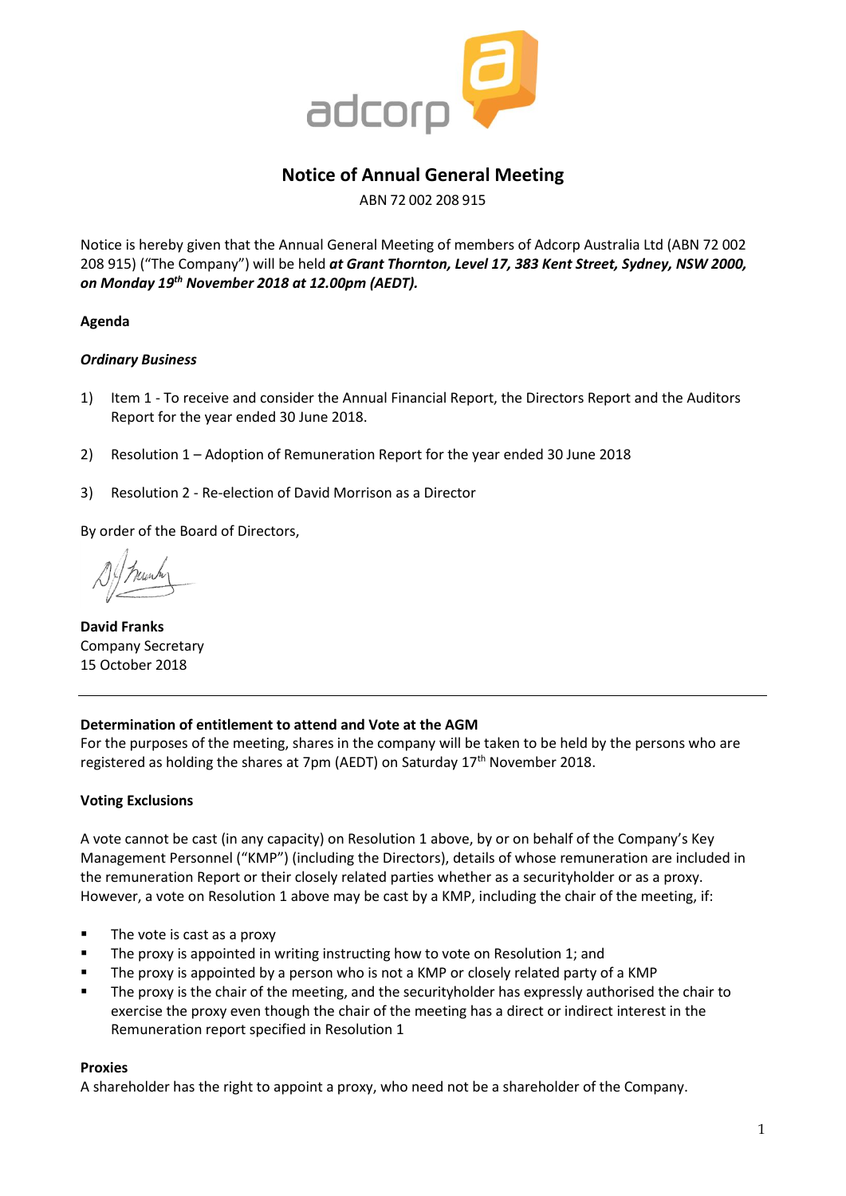# Notice of Annual General Meeting

ABN 72 002 208 915

Notice is hereby given that the Annual General Meeting of members of Adcorp Australia Ltd (ABN 72 002 208 915) ("The Company") will be held ***at Grant Thornton, Level 17, 383 Kent Street, Sydney, NSW 2000, on Monday 19th November 2018 at 12.00pm (AEDT).***

**Agenda**

***Ordinary Business***

1) Item 1 - To receive and consider the Annual Financial Report, the Directors Report and the Auditors Report for the year ended 30 June 2018.

2) Resolution 1 – Adoption of Remuneration Report for the year ended 30 June 2018

3) Resolution 2 - Re-election of David Morrison as a Director

By order of the Board of Directors,

**David Franks**
Company Secretary
15 October 2018

---

**Determination of entitlement to attend and Vote at the AGM**

For the purposes of the meeting, shares in the company will be taken to be held by the persons who are registered as holding the shares at 7pm (AEDT) on Saturday 17th November 2018.

**Voting Exclusions**

A vote cannot be cast (in any capacity) on Resolution 1 above, by or on behalf of the Company's Key Management Personnel ("KMP") (including the Directors), details of whose remuneration are included in the remuneration Report or their closely related parties whether as a securityholder or as a proxy. However, a vote on Resolution 1 above may be cast by a KMP, including the chair of the meeting, if:

- The vote is cast as a proxy
- The proxy is appointed in writing instructing how to vote on Resolution 1; and
- The proxy is appointed by a person who is not a KMP or closely related party of a KMP
- The proxy is the chair of the meeting, and the securityholder has expressly authorised the chair to exercise the proxy even though the chair of the meeting has a direct or indirect interest in the Remuneration report specified in Resolution 1

**Proxies**

A shareholder has the right to appoint a proxy, who need not be a shareholder of the Company.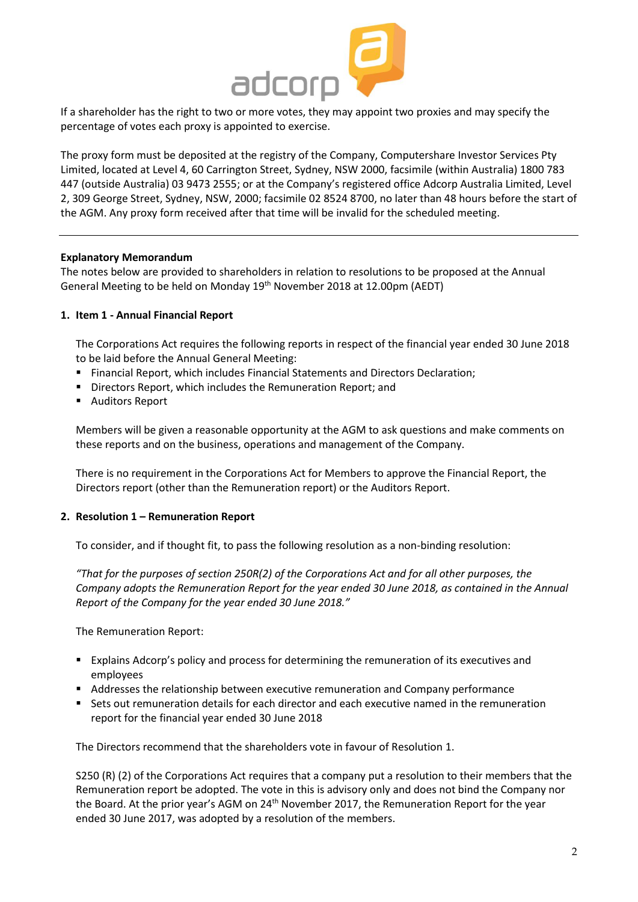If a shareholder has the right to two or more votes, they may appoint two proxies and may specify the percentage of votes each proxy is appointed to exercise.

The proxy form must be deposited at the registry of the Company, Computershare Investor Services Pty Limited, located at Level 4, 60 Carrington Street, Sydney, NSW 2000, facsimile (within Australia) 1800 783 447 (outside Australia) 03 9473 2555; or at the Company's registered office Adcorp Australia Limited, Level 2, 309 George Street, Sydney, NSW, 2000; facsimile 02 8524 8700, no later than 48 hours before the start of the AGM. Any proxy form received after that time will be invalid for the scheduled meeting.

---

**Explanatory Memorandum**

The notes below are provided to shareholders in relation to resolutions to be proposed at the Annual General Meeting to be held on Monday 19th November 2018 at 12.00pm (AEDT)

**1. Item 1 - Annual Financial Report**

The Corporations Act requires the following reports in respect of the financial year ended 30 June 2018 to be laid before the Annual General Meeting:

- Financial Report, which includes Financial Statements and Directors Declaration;
- Directors Report, which includes the Remuneration Report; and
- Auditors Report

Members will be given a reasonable opportunity at the AGM to ask questions and make comments on these reports and on the business, operations and management of the Company.

There is no requirement in the Corporations Act for Members to approve the Financial Report, the Directors report (other than the Remuneration report) or the Auditors Report.

**2. Resolution 1 – Remuneration Report**

To consider, and if thought fit, to pass the following resolution as a non-binding resolution:

*"That for the purposes of section 250R(2) of the Corporations Act and for all other purposes, the Company adopts the Remuneration Report for the year ended 30 June 2018, as contained in the Annual Report of the Company for the year ended 30 June 2018."*

The Remuneration Report:

- Explains Adcorp's policy and process for determining the remuneration of its executives and employees
- Addresses the relationship between executive remuneration and Company performance
- Sets out remuneration details for each director and each executive named in the remuneration report for the financial year ended 30 June 2018

The Directors recommend that the shareholders vote in favour of Resolution 1.

S250 (R) (2) of the Corporations Act requires that a company put a resolution to their members that the Remuneration report be adopted. The vote in this is advisory only and does not bind the Company nor the Board. At the prior year's AGM on 24th November 2017, the Remuneration Report for the year ended 30 June 2017, was adopted by a resolution of the members.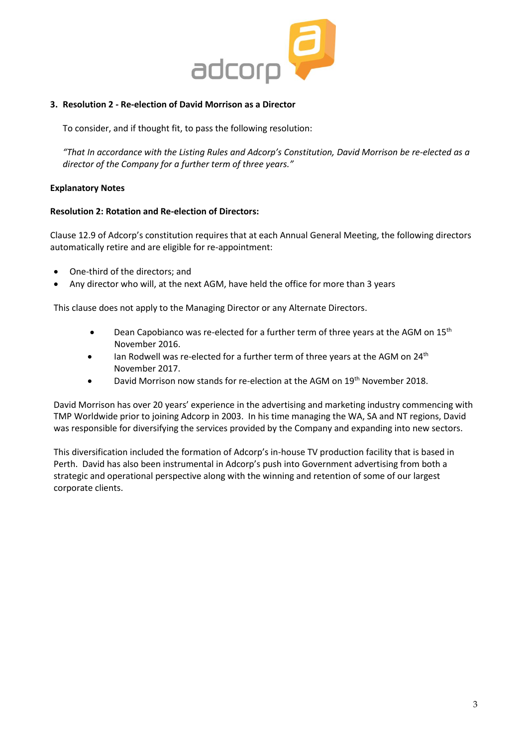### 3. Resolution 2 - Re-election of David Morrison as a Director

To consider, and if thought fit, to pass the following resolution:

*"That In accordance with the Listing Rules and Adcorp's Constitution, David Morrison be re-elected as a director of the Company for a further term of three years."*

**Explanatory Notes**

**Resolution 2: Rotation and Re-election of Directors:**

Clause 12.9 of Adcorp's constitution requires that at each Annual General Meeting, the following directors automatically retire and are eligible for re-appointment:

- One-third of the directors; and
- Any director who will, at the next AGM, have held the office for more than 3 years

This clause does not apply to the Managing Director or any Alternate Directors.

- Dean Capobianco was re-elected for a further term of three years at the AGM on 15th November 2016.
- Ian Rodwell was re-elected for a further term of three years at the AGM on 24th November 2017.
- David Morrison now stands for re-election at the AGM on 19th November 2018.

David Morrison has over 20 years' experience in the advertising and marketing industry commencing with TMP Worldwide prior to joining Adcorp in 2003. In his time managing the WA, SA and NT regions, David was responsible for diversifying the services provided by the Company and expanding into new sectors.

This diversification included the formation of Adcorp's in-house TV production facility that is based in Perth. David has also been instrumental in Adcorp's push into Government advertising from both a strategic and operational perspective along with the winning and retention of some of our largest corporate clients.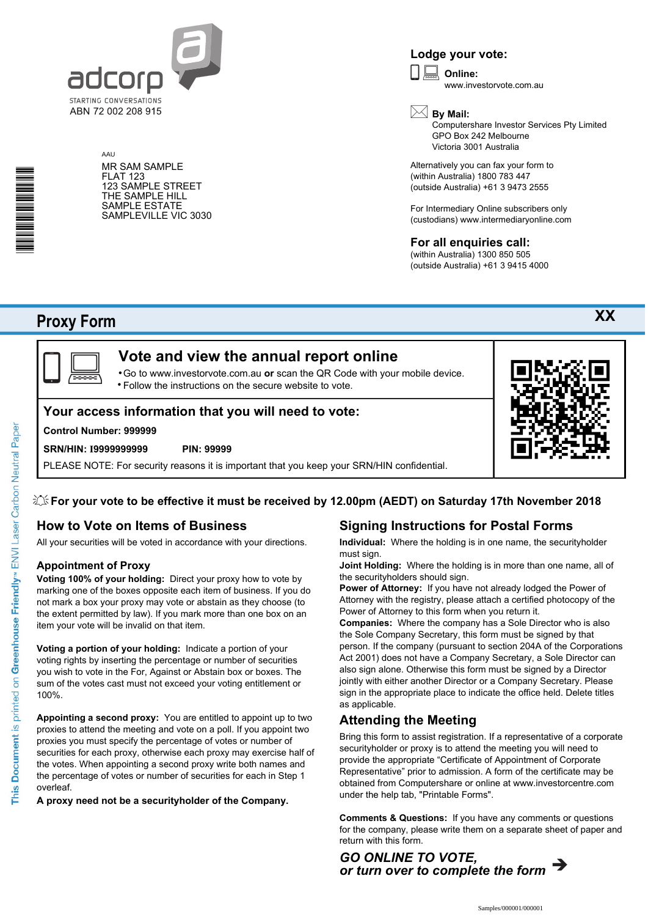adcorp

STARTING CONVERSATIONS

ABN 72 002 208 915

AAU

MR SAM SAMPLE
FLAT 123
123 SAMPLE STREET
THE SAMPLE HILL
SAMPLE ESTATE
SAMPLEVILLE VIC 3030

## Lodge your vote:

**Online:**
www.investorvote.com.au

**By Mail:**
Computershare Investor Services Pty Limited
GPO Box 242 Melbourne
Victoria 3001 Australia

Alternatively you can fax your form to
(within Australia) 1800 783 447
(outside Australia) +61 3 9473 2555

For Intermediary Online subscribers only
(custodians) www.intermediaryonline.com

## For all enquiries call:

(within Australia) 1300 850 505
(outside Australia) +61 3 9415 4000

# Proxy Form

XX

## Vote and view the annual report online

- Go to www.investorvote.com.au **or** scan the QR Code with your mobile device.
- Follow the instructions on the secure website to vote.

## Your access information that you will need to vote:

**Control Number: 999999**

**SRN/HIN: I9999999999** **PIN: 99999**

PLEASE NOTE: For security reasons it is important that you keep your SRN/HIN confidential.

**For your vote to be effective it must be received by 12.00pm (AEDT) on Saturday 17th November 2018**

## How to Vote on Items of Business

All your securities will be voted in accordance with your directions.

### Appointment of Proxy

**Voting 100% of your holding:** Direct your proxy how to vote by marking one of the boxes opposite each item of business. If you do not mark a box your proxy may vote or abstain as they choose (to the extent permitted by law). If you mark more than one box on an item your vote will be invalid on that item.

**Voting a portion of your holding:** Indicate a portion of your voting rights by inserting the percentage or number of securities you wish to vote in the For, Against or Abstain box or boxes. The sum of the votes cast must not exceed your voting entitlement or 100%.

**Appointing a second proxy:** You are entitled to appoint up to two proxies to attend the meeting and vote on a poll. If you appoint two proxies you must specify the percentage of votes or number of securities for each proxy, otherwise each proxy may exercise half of the votes. When appointing a second proxy write both names and the percentage of votes or number of securities for each in Step 1 overleaf.

**A proxy need not be a securityholder of the Company.**

## Signing Instructions for Postal Forms

**Individual:** Where the holding is in one name, the securityholder must sign.

**Joint Holding:** Where the holding is in more than one name, all of the securityholders should sign.

**Power of Attorney:** If you have not already lodged the Power of Attorney with the registry, please attach a certified photocopy of the Power of Attorney to this form when you return it.

**Companies:** Where the company has a Sole Director who is also the Sole Company Secretary, this form must be signed by that person. If the company (pursuant to section 204A of the Corporations Act 2001) does not have a Company Secretary, a Sole Director can also sign alone. Otherwise this form must be signed by a Director jointly with either another Director or a Company Secretary. Please sign in the appropriate place to indicate the office held. Delete titles as applicable.

## Attending the Meeting

Bring this form to assist registration. If a representative of a corporate securityholder or proxy is to attend the meeting you will need to provide the appropriate "Certificate of Appointment of Corporate Representative" prior to admission. A form of the certificate may be obtained from Computershare or online at www.investorcentre.com under the help tab, "Printable Forms".

**Comments & Questions:** If you have any comments or questions for the company, please write them on a separate sheet of paper and return with this form.

***GO ONLINE TO VOTE,***
***or turn over to complete the form*** ➔

This Document is printed on Greenhouse Friendly™ ENVI Laser Carbon Neutral Paper

Samples/000001/000001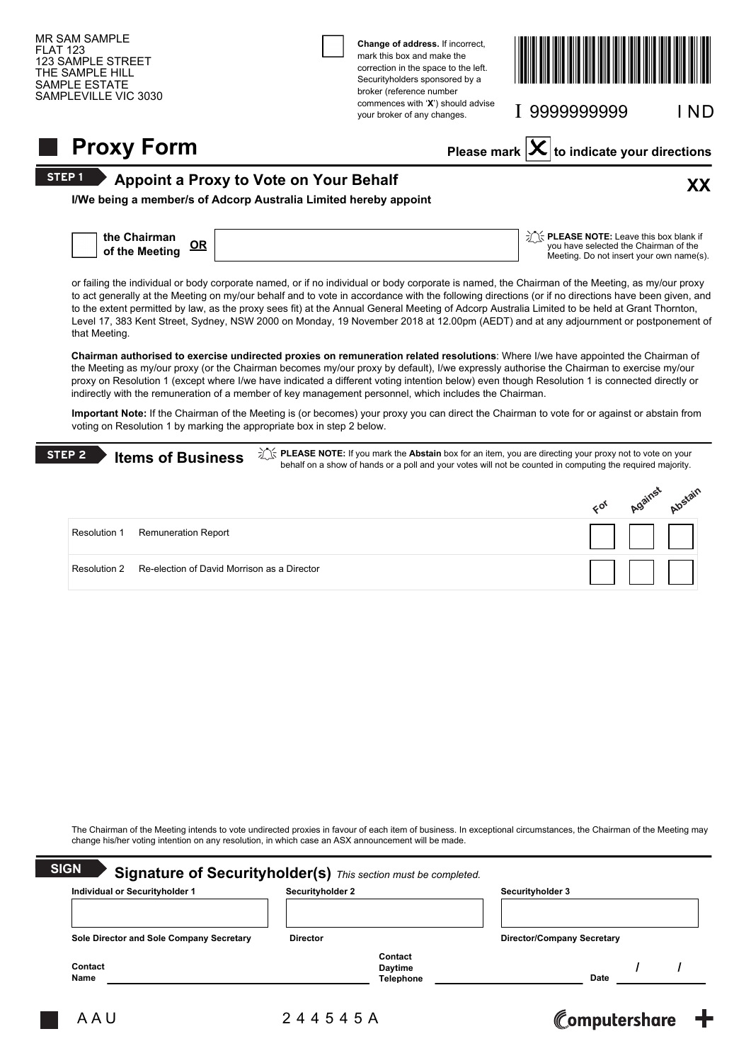MR SAM SAMPLE
FLAT 123
123 SAMPLE STREET
THE SAMPLE HILL
SAMPLE ESTATE
SAMPLEVILLE VIC 3030

☐ **Change of address.** If incorrect, mark this box and make the correction in the space to the left. Securityholders sponsored by a broker (reference number commences with '**X**') should advise your broker of any changes.

I 9999999999 I ND

# Proxy Form

**Please mark ☒ to indicate your directions**

## STEP 1 Appoint a Proxy to Vote on Your Behalf

**XX**

**I/We being a member/s of Adcorp Australia Limited hereby appoint**

☐ **the Chairman of the Meeting** **OR** ______________________

**PLEASE NOTE:** Leave this box blank if you have selected the Chairman of the Meeting. Do not insert your own name(s).

or failing the individual or body corporate named, or if no individual or body corporate is named, the Chairman of the Meeting, as my/our proxy to act generally at the Meeting on my/our behalf and to vote in accordance with the following directions (or if no directions have been given, and to the extent permitted by law, as the proxy sees fit) at the Annual General Meeting of Adcorp Australia Limited to be held at Grant Thornton, Level 17, 383 Kent Street, Sydney, NSW 2000 on Monday, 19 November 2018 at 12.00pm (AEDT) and at any adjournment or postponement of that Meeting.

**Chairman authorised to exercise undirected proxies on remuneration related resolutions**: Where I/we have appointed the Chairman of the Meeting as my/our proxy (or the Chairman becomes my/our proxy by default), I/we expressly authorise the Chairman to exercise my/our proxy on Resolution 1 (except where I/we have indicated a different voting intention below) even though Resolution 1 is connected directly or indirectly with the remuneration of a member of key management personnel, which includes the Chairman.

**Important Note:** If the Chairman of the Meeting is (or becomes) your proxy you can direct the Chairman to vote for or against or abstain from voting on Resolution 1 by marking the appropriate box in step 2 below.

## STEP 2 Items of Business

**PLEASE NOTE:** If you mark the **Abstain** box for an item, you are directing your proxy not to vote on your behalf on a show of hands or a poll and your votes will not be counted in computing the required majority.

| | | For | Against | Abstain |
|---|---|---|---|---|
| Resolution 1 | Remuneration Report | ☐ | ☐ | ☐ |
| Resolution 2 | Re-election of David Morrison as a Director | ☐ | ☐ | ☐ |

The Chairman of the Meeting intends to vote undirected proxies in favour of each item of business. In exceptional circumstances, the Chairman of the Meeting may change his/her voting intention on any resolution, in which case an ASX announcement will be made.

## SIGN Signature of Securityholder(s) *This section must be completed.*

| Individual or Securityholder 1 | Securityholder 2 | Securityholder 3 |
|---|---|---|
| | | |
| Sole Director and Sole Company Secretary | Director | Director/Company Secretary |

Contact Name ______________________ Contact Daytime Telephone ______________________ Date ____ / ____ / ____

AAU 244545A

Computershare